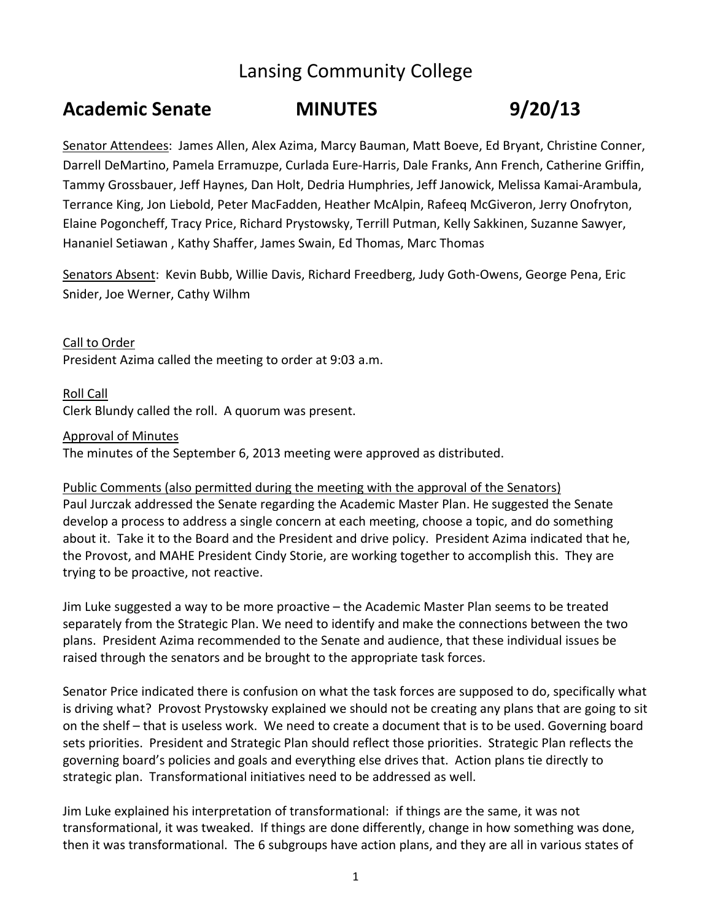# Lansing Community College

## Academic Senate MINUTES 9/20/13

Senator Attendees: James Allen, Alex Azima, Marcy Bauman, Matt Boeve, Ed Bryant, Christine Conner, Darrell DeMartino, Pamela Erramuzpe, Curlada Eure-Harris, Dale Franks, Ann French, Catherine Griffin, Tammy Grossbauer, Jeff Haynes, Dan Holt, Dedria Humphries, Jeff Janowick, Melissa Kamai-Arambula, Terrance King, Jon Liebold, Peter MacFadden, Heather McAlpin, Rafeeq McGiveron, Jerry Onofryton, Elaine Pogoncheff, Tracy Price, Richard Prystowsky, Terrill Putman, Kelly Sakkinen, Suzanne Sawyer, Hananiel Setiawan , Kathy Shaffer, James Swain, Ed Thomas, Marc Thomas

Senators Absent: Kevin Bubb, Willie Davis, Richard Freedberg, Judy Goth-Owens, George Pena, Eric Snider, Joe Werner, Cathy Wilhm

Call to Order

President Azima called the meeting to order at 9:03 a.m.

Roll Call

Clerk Blundy called the roll. A quorum was present.

Approval of Minutes

The minutes of the September 6, 2013 meeting were approved as distributed.

Public Comments (also permitted during the meeting with the approval of the Senators)

Paul Jurczak addressed the Senate regarding the Academic Master Plan. He suggested the Senate develop a process to address a single concern at each meeting, choose a topic, and do something about it. Take it to the Board and the President and drive policy. President Azima indicated that he, the Provost, and MAHE President Cindy Storie, are working together to accomplish this. They are trying to be proactive, not reactive.

Jim Luke suggested a way to be more proactive – the Academic Master Plan seems to be treated separately from the Strategic Plan. We need to identify and make the connections between the two plans. President Azima recommended to the Senate and audience, that these individual issues be raised through the senators and be brought to the appropriate task forces.

Senator Price indicated there is confusion on what the task forces are supposed to do, specifically what is driving what? Provost Prystowsky explained we should not be creating any plans that are going to sit on the shelf – that is useless work. We need to create a document that is to be used. Governing board sets priorities. President and Strategic Plan should reflect those priorities. Strategic Plan reflects the governing board's policies and goals and everything else drives that. Action plans tie directly to strategic plan. Transformational initiatives need to be addressed as well.

Jim Luke explained his interpretation of transformational: if things are the same, it was not transformational, it was tweaked. If things are done differently, change in how something was done, then it was transformational. The 6 subgroups have action plans, and they are all in various states of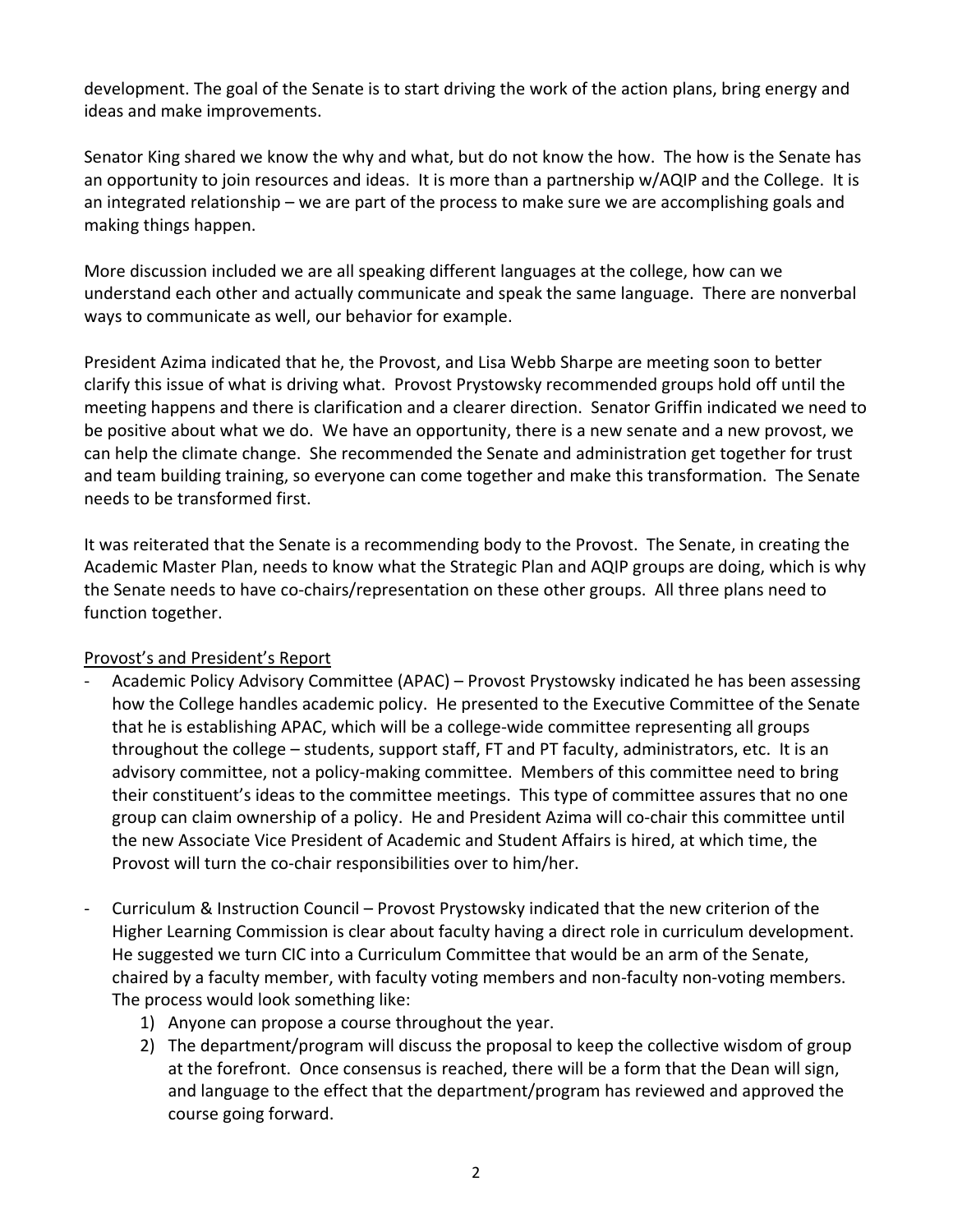development. The goal of the Senate is to start driving the work of the action plans, bring energy and ideas and make improvements.

Senator King shared we know the why and what, but do not know the how. The how is the Senate has an opportunity to join resources and ideas. It is more than a partnership w/AQIP and the College. It is an integrated relationship – we are part of the process to make sure we are accomplishing goals and making things happen.

More discussion included we are all speaking different languages at the college, how can we understand each other and actually communicate and speak the same language. There are nonverbal ways to communicate as well, our behavior for example.

President Azima indicated that he, the Provost, and Lisa Webb Sharpe are meeting soon to better clarify this issue of what is driving what. Provost Prystowsky recommended groups hold off until the meeting happens and there is clarification and a clearer direction. Senator Griffin indicated we need to be positive about what we do. We have an opportunity, there is a new senate and a new provost, we can help the climate change. She recommended the Senate and administration get together for trust and team building training, so everyone can come together and make this transformation. The Senate needs to be transformed first.

It was reiterated that the Senate is a recommending body to the Provost. The Senate, in creating the Academic Master Plan, needs to know what the Strategic Plan and AQIP groups are doing, which is why the Senate needs to have co-chairs/representation on these other groups. All three plans need to function together.

Provost's and President's Report

- Academic Policy Advisory Committee (APAC) – Provost Prystowsky indicated he has been assessing how the College handles academic policy. He presented to the Executive Committee of the Senate that he is establishing APAC, which will be a college-wide committee representing all groups throughout the college – students, support staff, FT and PT faculty, administrators, etc. It is an advisory committee, not a policy-making committee. Members of this committee need to bring their constituent's ideas to the committee meetings. This type of committee assures that no one group can claim ownership of a policy. He and President Azima will co-chair this committee until the new Associate Vice President of Academic and Student Affairs is hired, at which time, the Provost will turn the co-chair responsibilities over to him/her.

- Curriculum & Instruction Council – Provost Prystowsky indicated that the new criterion of the Higher Learning Commission is clear about faculty having a direct role in curriculum development. He suggested we turn CIC into a Curriculum Committee that would be an arm of the Senate, chaired by a faculty member, with faculty voting members and non-faculty non-voting members. The process would look something like:
    1) Anyone can propose a course throughout the year.
    2) The department/program will discuss the proposal to keep the collective wisdom of group at the forefront. Once consensus is reached, there will be a form that the Dean will sign, and language to the effect that the department/program has reviewed and approved the course going forward.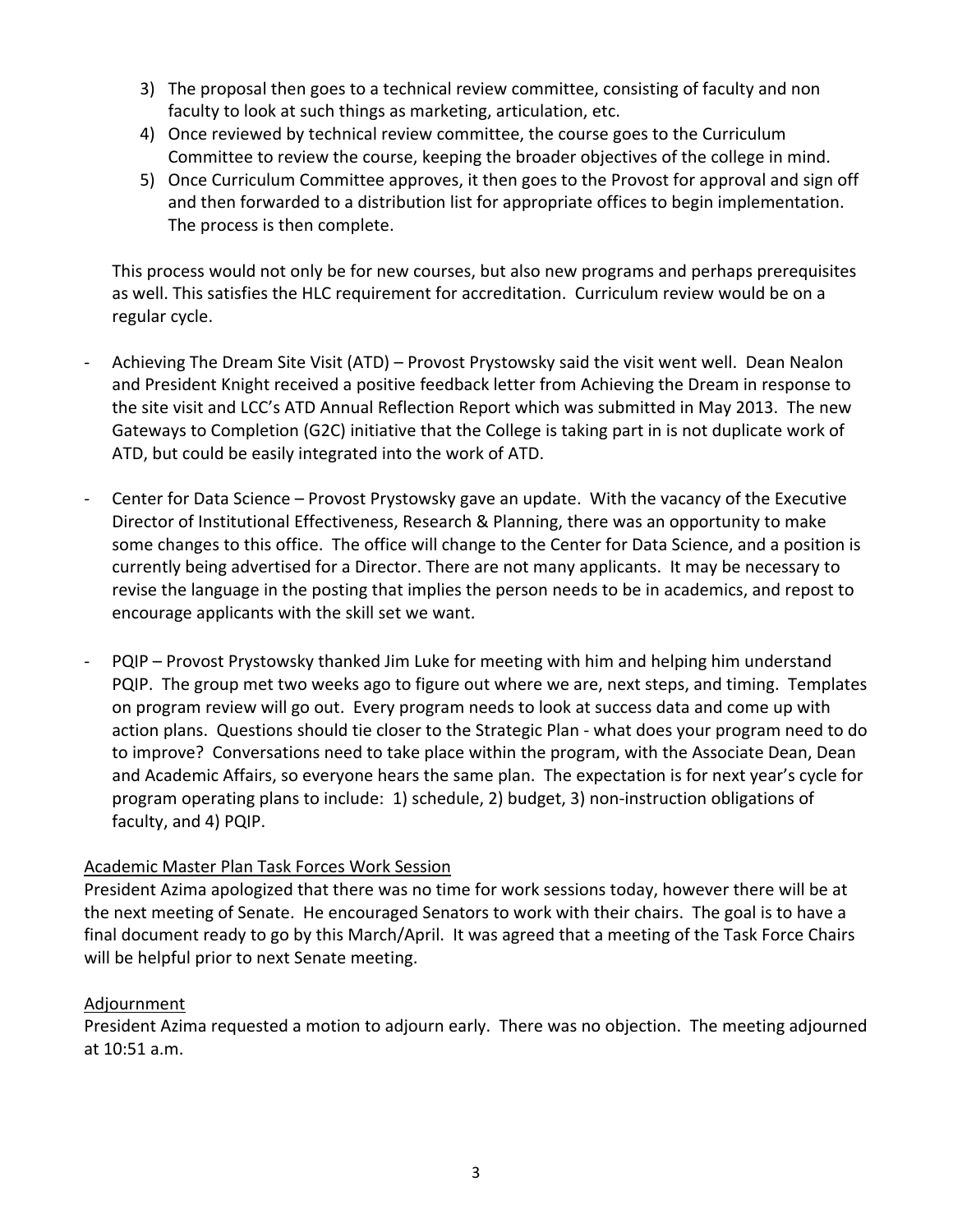3) The proposal then goes to a technical review committee, consisting of faculty and non faculty to look at such things as marketing, articulation, etc.
4) Once reviewed by technical review committee, the course goes to the Curriculum Committee to review the course, keeping the broader objectives of the college in mind.
5) Once Curriculum Committee approves, it then goes to the Provost for approval and sign off and then forwarded to a distribution list for appropriate offices to begin implementation. The process is then complete.

This process would not only be for new courses, but also new programs and perhaps prerequisites as well. This satisfies the HLC requirement for accreditation. Curriculum review would be on a regular cycle.

- Achieving The Dream Site Visit (ATD) – Provost Prystowsky said the visit went well. Dean Nealon and President Knight received a positive feedback letter from Achieving the Dream in response to the site visit and LCC's ATD Annual Reflection Report which was submitted in May 2013. The new Gateways to Completion (G2C) initiative that the College is taking part in is not duplicate work of ATD, but could be easily integrated into the work of ATD.

- Center for Data Science – Provost Prystowsky gave an update. With the vacancy of the Executive Director of Institutional Effectiveness, Research & Planning, there was an opportunity to make some changes to this office. The office will change to the Center for Data Science, and a position is currently being advertised for a Director. There are not many applicants. It may be necessary to revise the language in the posting that implies the person needs to be in academics, and repost to encourage applicants with the skill set we want.

- PQIP – Provost Prystowsky thanked Jim Luke for meeting with him and helping him understand PQIP. The group met two weeks ago to figure out where we are, next steps, and timing. Templates on program review will go out. Every program needs to look at success data and come up with action plans. Questions should tie closer to the Strategic Plan - what does your program need to do to improve? Conversations need to take place within the program, with the Associate Dean, Dean and Academic Affairs, so everyone hears the same plan. The expectation is for next year's cycle for program operating plans to include: 1) schedule, 2) budget, 3) non-instruction obligations of faculty, and 4) PQIP.

<u>Academic Master Plan Task Forces Work Session</u>

President Azima apologized that there was no time for work sessions today, however there will be at the next meeting of Senate. He encouraged Senators to work with their chairs. The goal is to have a final document ready to go by this March/April. It was agreed that a meeting of the Task Force Chairs will be helpful prior to next Senate meeting.

<u>Adjournment</u>

President Azima requested a motion to adjourn early. There was no objection. The meeting adjourned at 10:51 a.m.